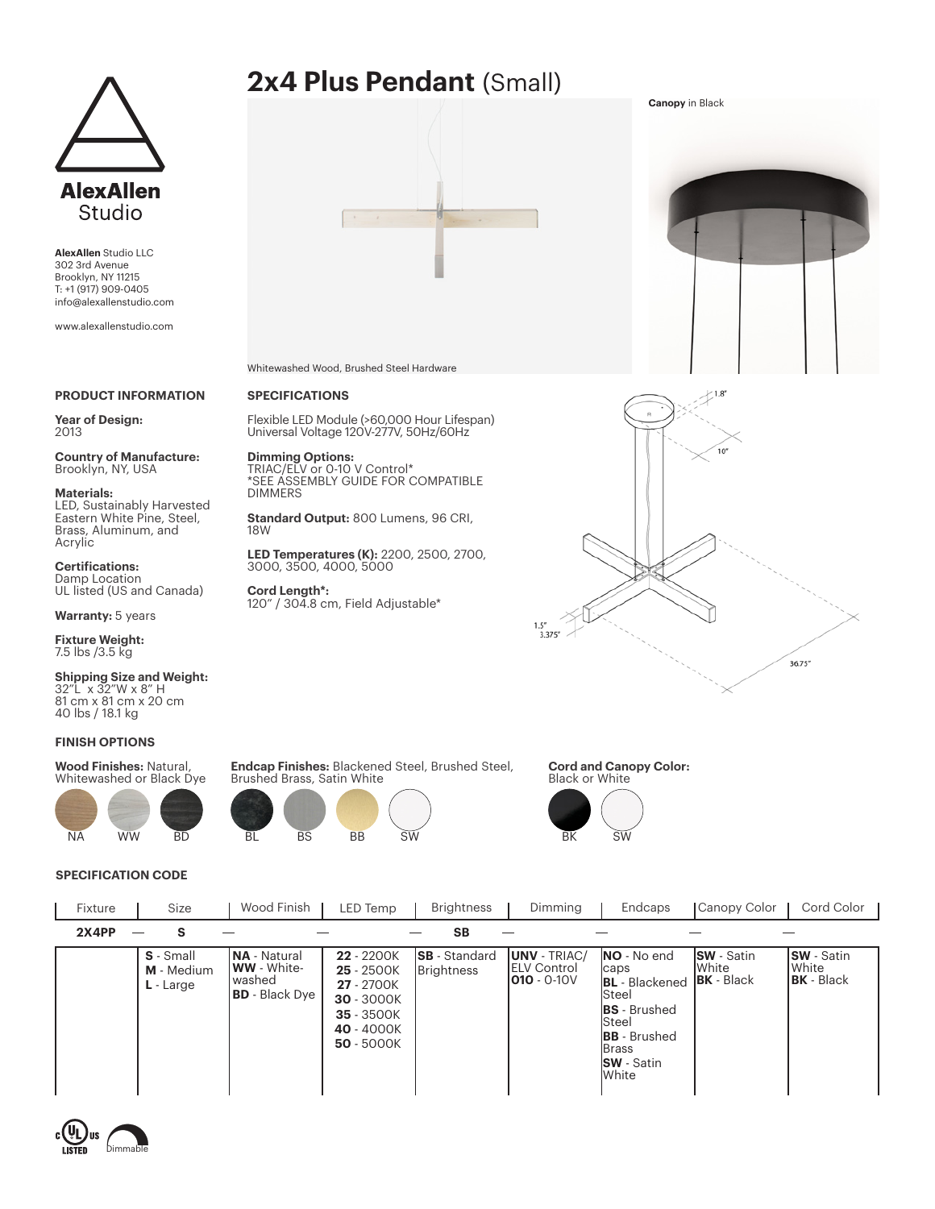# 2x4 Plus Pendant (Small)

**AlexAllen** Studio LLC
302 3rd Avenue
Brooklyn, NY 11215
T: +1 (917) 909-0405
info@alexallenstudio.com

www.alexallenstudio.com

Whitewashed Wood, Brushed Steel Hardware

**Canopy** in Black

1.8"
10"
1.5"
3.375"
36.75"

## PRODUCT INFORMATION

**Year of Design:**
2013

**Country of Manufacture:**
Brooklyn, NY, USA

**Materials:**
LED, Sustainably Harvested Eastern White Pine, Steel, Brass, Aluminum, and Acrylic

**Certifications:**
Damp Location
UL listed (US and Canada)

**Warranty:** 5 years

**Fixture Weight:**
7.5 lbs /3.5 kg

**Shipping Size and Weight:**
32"L x 32"W x 8" H
81 cm x 81 cm x 20 cm
40 lbs / 18.1 kg

## SPECIFICATIONS

Flexible LED Module (>60,000 Hour Lifespan)
Universal Voltage 120V-277V, 50Hz/60Hz

**Dimming Options:**
TRIAC/ELV or 0-10 V Control*
*SEE ASSEMBLY GUIDE FOR COMPATIBLE DIMMERS

**Standard Output:** 800 Lumens, 96 CRI, 18W

**LED Temperatures (K):** 2200, 2500, 2700, 3000, 3500, 4000, 5000

**Cord Length*:**
120" / 304.8 cm, Field Adjustable*

## FINISH OPTIONS

**Wood Finishes:** Natural, Whitewashed or Black Dye

NA WW BD

**Endcap Finishes:** Blackened Steel, Brushed Steel, Brushed Brass, Satin White

BL BS BB SW

**Cord and Canopy Color:** Black or White

BK SW

## SPECIFICATION CODE

| Fixture | Size | Wood Finish | LED Temp | Brightness | Dimming | Endcaps | Canopy Color | Cord Color |
|---|---|---|---|---|---|---|---|---|
| **2X4PP** | **S** | | | **SB** | | | | |
| | **S** - Small<br>**M** - Medium<br>**L** - Large | **NA** - Natural<br>**WW** - White-washed<br>**BD** - Black Dye | **22** - 2200K<br>**25** - 2500K<br>**27** - 2700K<br>**30** - 3000K<br>**35** - 3500K<br>**40** - 4000K<br>**50** - 5000K | **SB** - Standard Brightness | **UNV** - TRIAC/ ELV Control<br>**010** - 0-10V | **NO** - No end caps<br>**BL** - Blackened Steel<br>**BS** - Brushed Steel<br>**BB** - Brushed Brass<br>**SW** - Satin White | **SW** - Satin White<br>**BK** - Black | **SW** - Satin White<br>**BK** - Black |

c UL us LISTED Dimmable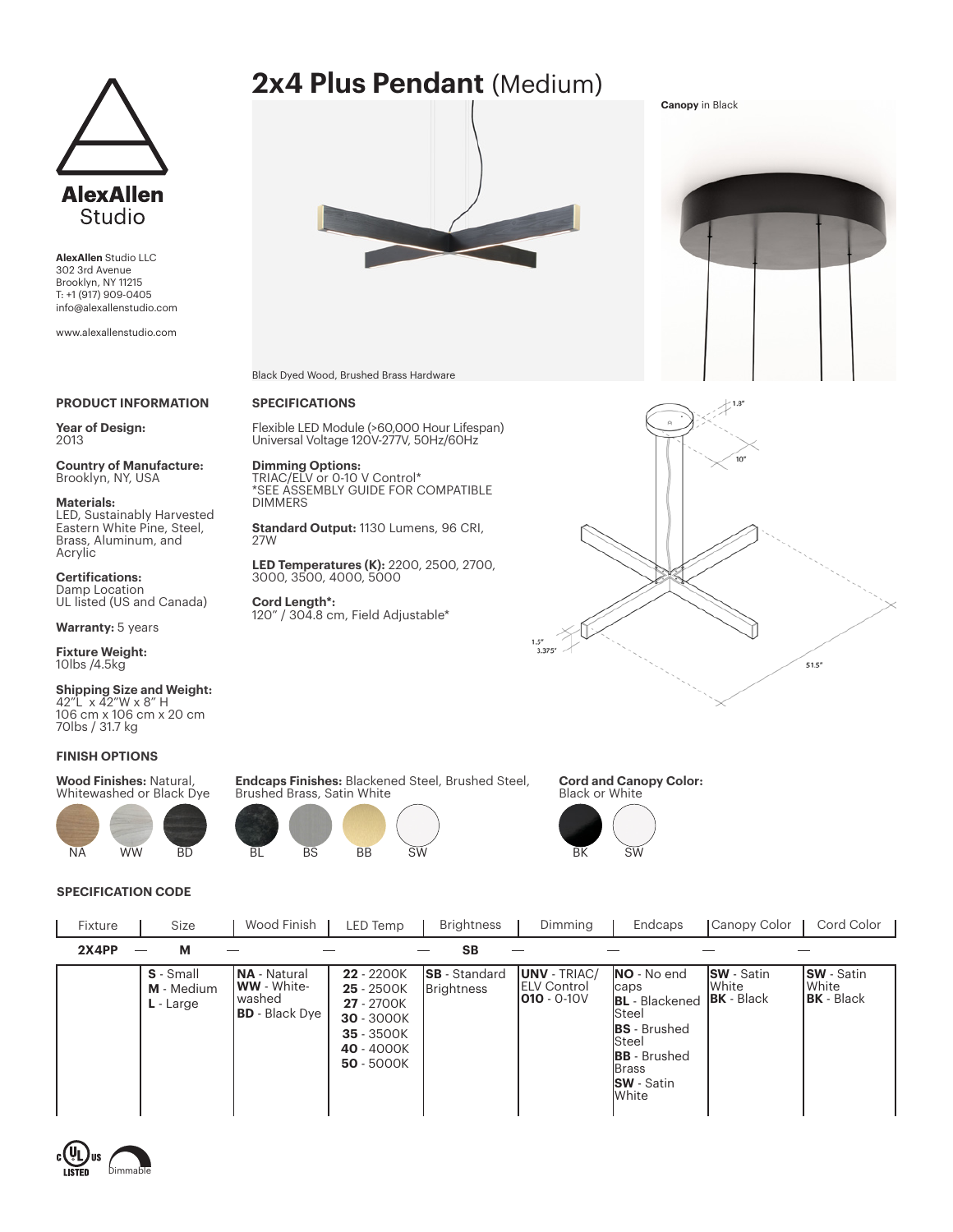# 2x4 Plus Pendant (Medium)

**AlexAllen** Studio

**AlexAllen** Studio LLC
302 3rd Avenue
Brooklyn, NY 11215
T: +1 (917) 909-0405
info@alexallenstudio.com

www.alexallenstudio.com

Black Dyed Wood, Brushed Brass Hardware

**Canopy** in Black

## PRODUCT INFORMATION

**Year of Design:**
2013

**Country of Manufacture:**
Brooklyn, NY, USA

**Materials:**
LED, Sustainably Harvested Eastern White Pine, Steel, Brass, Aluminum, and Acrylic

**Certifications:**
Damp Location
UL listed (US and Canada)

**Warranty:** 5 years

**Fixture Weight:**
10lbs /4.5kg

**Shipping Size and Weight:**
42"L x 42"W x 8" H
106 cm x 106 cm x 20 cm
70lbs / 31.7 kg

## SPECIFICATIONS

Flexible LED Module (>60,000 Hour Lifespan)
Universal Voltage 120V-277V, 50Hz/60Hz

**Dimming Options:**
TRIAC/ELV or 0-10 V Control*
*SEE ASSEMBLY GUIDE FOR COMPATIBLE DIMMERS

**Standard Output:** 1130 Lumens, 96 CRI, 27W

**LED Temperatures (K):** 2200, 2500, 2700, 3000, 3500, 4000, 5000

**Cord Length*:**
120" / 304.8 cm, Field Adjustable*

1.8"
10"
1.5"
3.375"
51.5"

## FINISH OPTIONS

**Wood Finishes:** Natural, Whitewashed or Black Dye

NA WW BD

**Endcaps Finishes:** Blackened Steel, Brushed Steel, Brushed Brass, Satin White

BL BS BB SW

**Cord and Canopy Color:** Black or White

BK SW

## SPECIFICATION CODE

| Fixture | Size | Wood Finish | LED Temp | Brightness | Dimming | Endcaps | Canopy Color | Cord Color |
|---|---|---|---|---|---|---|---|---|
| **2X4PP** | **M** | | | **SB** | | | | |
| | **S** - Small<br>**M** - Medium<br>**L** - Large | **NA** - Natural<br>**WW** - White-washed<br>**BD** - Black Dye | **22** - 2200K<br>**25** - 2500K<br>**27** - 2700K<br>**30** - 3000K<br>**35** - 3500K<br>**40** - 4000K<br>**50** - 5000K | **SB** - Standard Brightness | **UNV** - TRIAC/ ELV Control<br>**010** - 0-10V | **NO** - No end caps<br>**BL** - Blackened Steel<br>**BS** - Brushed Steel<br>**BB** - Brushed Brass<br>**SW** - Satin White | **SW** - Satin White<br>**BK** - Black | **SW** - Satin White<br>**BK** - Black |

c UL us LISTED
Dimmable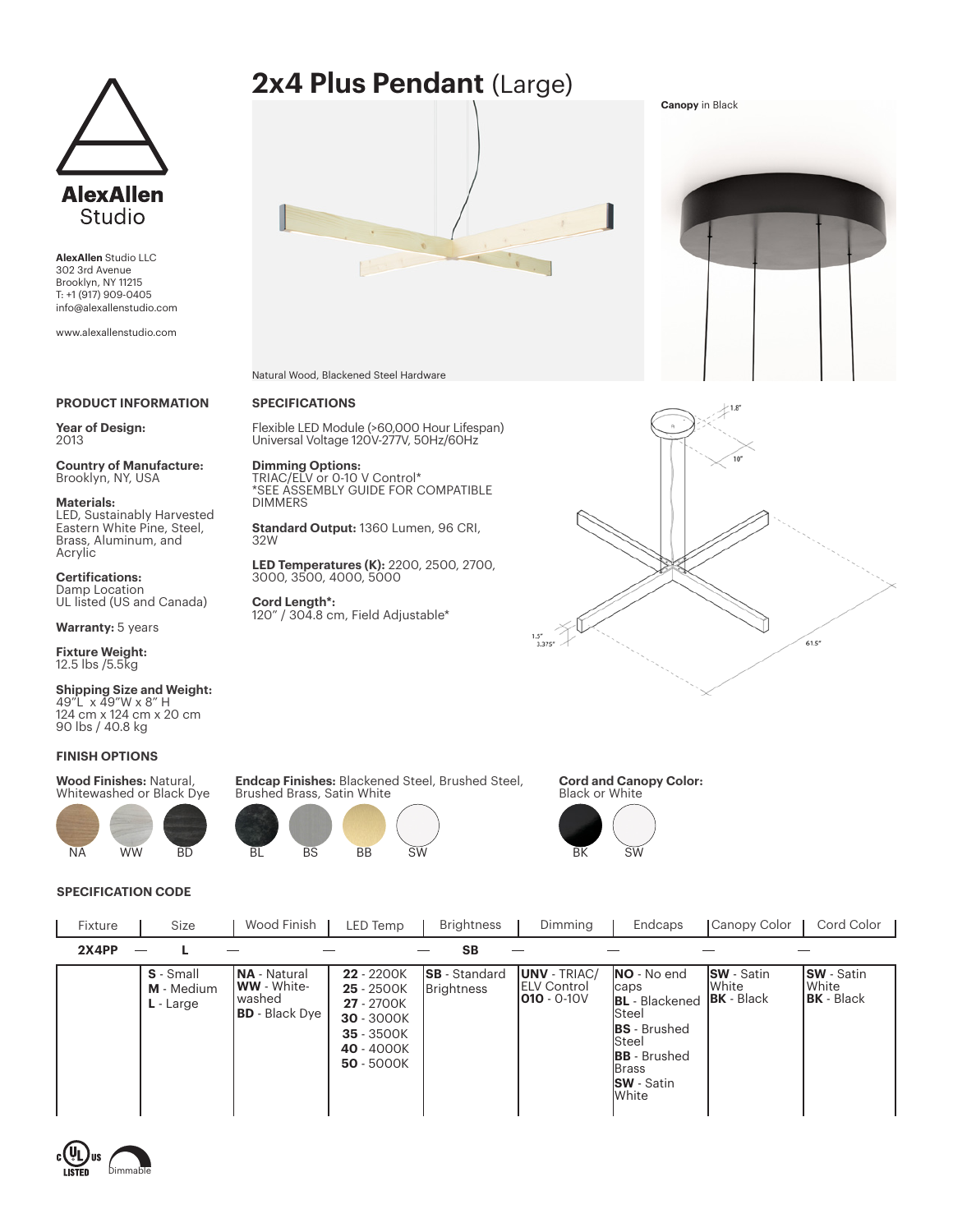# 2x4 Plus Pendant (Large)

**AlexAllen** Studio LLC
302 3rd Avenue
Brooklyn, NY 11215
T: +1 (917) 909-0405
info@alexallenstudio.com

www.alexallenstudio.com

Natural Wood, Blackened Steel Hardware

**Canopy** in Black

## PRODUCT INFORMATION

**Year of Design:**
2013

**Country of Manufacture:**
Brooklyn, NY, USA

**Materials:**
LED, Sustainably Harvested Eastern White Pine, Steel, Brass, Aluminum, and Acrylic

**Certifications:**
Damp Location
UL listed (US and Canada)

**Warranty:** 5 years

**Fixture Weight:**
12.5 lbs /5.5kg

**Shipping Size and Weight:**
49"L x 49"W x 8" H
124 cm x 124 cm x 20 cm
90 lbs / 40.8 kg

## SPECIFICATIONS

Flexible LED Module (>60,000 Hour Lifespan)
Universal Voltage 120V-277V, 50Hz/60Hz

**Dimming Options:**
TRIAC/ELV or 0-10 V Control*
*SEE ASSEMBLY GUIDE FOR COMPATIBLE DIMMERS

**Standard Output:** 1360 Lumen, 96 CRI, 32W

**LED Temperatures (K):** 2200, 2500, 2700, 3000, 3500, 4000, 5000

**Cord Length*:**
120" / 304.8 cm, Field Adjustable*

1.8"
10"
1.5"
3.375"
61.5"

## FINISH OPTIONS

**Wood Finishes:** Natural, Whitewashed or Black Dye

NA WW BD

**Endcap Finishes:** Blackened Steel, Brushed Steel, Brushed Brass, Satin White

BL BS BB SW

**Cord and Canopy Color:** Black or White

BK SW

## SPECIFICATION CODE

| Fixture | Size | Wood Finish | LED Temp | Brightness | Dimming | Endcaps | Canopy Color | Cord Color |
|---|---|---|---|---|---|---|---|---|
| **2X4PP** | **L** | | | **SB** | | | | |
| | **S** - Small<br>**M** - Medium<br>**L** - Large | **NA** - Natural<br>**WW** - Whitewashed<br>**BD** - Black Dye | **22** - 2200K<br>**25** - 2500K<br>**27** - 2700K<br>**30** - 3000K<br>**35** - 3500K<br>**40** - 4000K<br>**50** - 5000K | **SB** - Standard Brightness | **UNV** - TRIAC/ELV Control<br>**010** - 0-10V | **NO** - No end caps<br>**BL** - Blackened Steel<br>**BS** - Brushed Steel<br>**BB** - Brushed Brass<br>**SW** - Satin White | **SW** - Satin White<br>**BK** - Black | **SW** - Satin White<br>**BK** - Black |

c UL us LISTED
Dimmable